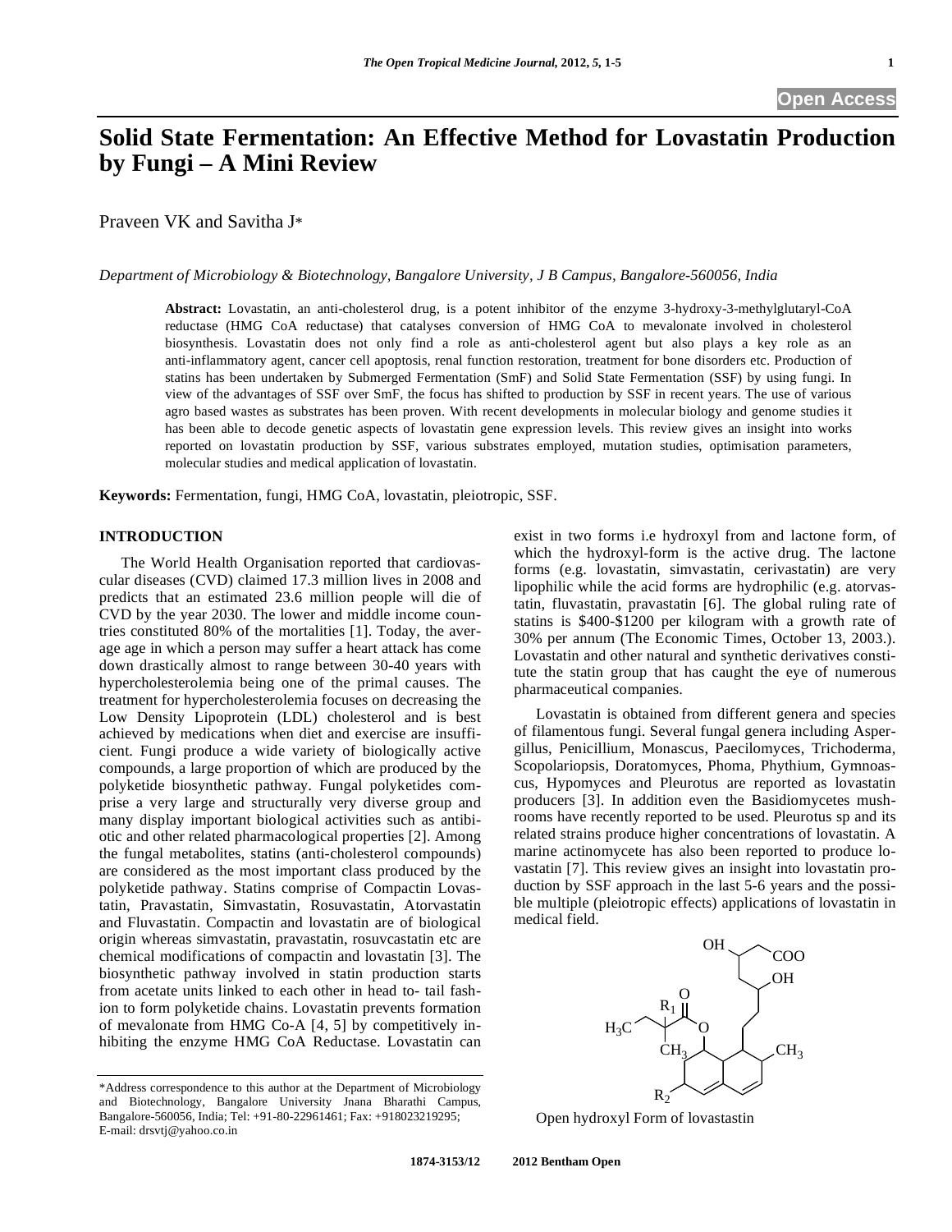# Solid State Fermentation: An Effective Method for Lovastatin Production by Fungi – A Mini Review

Praveen VK and Savitha J*

*Department of Microbiology & Biotechnology, Bangalore University, J B Campus, Bangalore-560056, India*

**Abstract:** Lovastatin, an anti-cholesterol drug, is a potent inhibitor of the enzyme 3-hydroxy-3-methylglutaryl-CoA reductase (HMG CoA reductase) that catalyses conversion of HMG CoA to mevalonate involved in cholesterol biosynthesis. Lovastatin does not only find a role as anti-cholesterol agent but also plays a key role as an anti-inflammatory agent, cancer cell apoptosis, renal function restoration, treatment for bone disorders etc. Production of statins has been undertaken by Submerged Fermentation (SmF) and Solid State Fermentation (SSF) by using fungi. In view of the advantages of SSF over SmF, the focus has shifted to production by SSF in recent years. The use of various agro based wastes as substrates has been proven. With recent developments in molecular biology and genome studies it has been able to decode genetic aspects of lovastatin gene expression levels. This review gives an insight into works reported on lovastatin production by SSF, various substrates employed, mutation studies, optimisation parameters, molecular studies and medical application of lovastatin.

**Keywords:** Fermentation, fungi, HMG CoA, lovastatin, pleiotropic, SSF.

## INTRODUCTION

The World Health Organisation reported that cardiovascular diseases (CVD) claimed 17.3 million lives in 2008 and predicts that an estimated 23.6 million people will die of CVD by the year 2030. The lower and middle income countries constituted 80% of the mortalities [1]. Today, the average age in which a person may suffer a heart attack has come down drastically almost to range between 30-40 years with hypercholesterolemia being one of the primal causes. The treatment for hypercholesterolemia focuses on decreasing the Low Density Lipoprotein (LDL) cholesterol and is best achieved by medications when diet and exercise are insufficient. Fungi produce a wide variety of biologically active compounds, a large proportion of which are produced by the polyketide biosynthetic pathway. Fungal polyketides comprise a very large and structurally very diverse group and many display important biological activities such as antibiotic and other related pharmacological properties [2]. Among the fungal metabolites, statins (anti-cholesterol compounds) are considered as the most important class produced by the polyketide pathway. Statins comprise of Compactin Lovastatin, Pravastatin, Simvastatin, Rosuvastatin, Atorvastatin and Fluvastatin. Compactin and lovastatin are of biological origin whereas simvastatin, pravastatin, rosuvcastatin etc are chemical modifications of compactin and lovastatin [3]. The biosynthetic pathway involved in statin production starts from acetate units linked to each other in head to- tail fashion to form polyketide chains. Lovastatin prevents formation of mevalonate from HMG Co-A [4, 5] by competitively inhibiting the enzyme HMG CoA Reductase. Lovastatin can exist in two forms i.e hydroxyl from and lactone form, of which the hydroxyl-form is the active drug. The lactone forms (e.g. lovastatin, simvastatin, cerivastatin) are very lipophilic while the acid forms are hydrophilic (e.g. atorvastatin, fluvastatin, pravastatin [6]. The global ruling rate of statins is $400-$1200 per kilogram with a growth rate of 30% per annum (The Economic Times, October 13, 2003.). Lovastatin and other natural and synthetic derivatives constitute the statin group that has caught the eye of numerous pharmaceutical companies.

Lovastatin is obtained from different genera and species of filamentous fungi. Several fungal genera including Aspergillus, Penicillium, Monascus, Paecilomyces, Trichoderma, Scopolariopsis, Doratomyces, Phoma, Phythium, Gymnoascus, Hypomyces and Pleurotus are reported as lovastatin producers [3]. In addition even the Basidiomycetes mushrooms have recently reported to be used. Pleurotus sp and its related strains produce higher concentrations of lovastatin. A marine actinomycete has also been reported to produce lovastatin [7]. This review gives an insight into lovastatin production by SSF approach in the last 5-6 years and the possible multiple (pleiotropic effects) applications of lovastatin in medical field.

Open hydroxyl Form of lovastatin

*Address correspondence to this author at the Department of Microbiology and Biotechnology, Bangalore University Jnana Bharathi Campus, Bangalore-560056, India; Tel: +91-80-22961461; Fax: +918023219295; E-mail: drsvtj@yahoo.co.in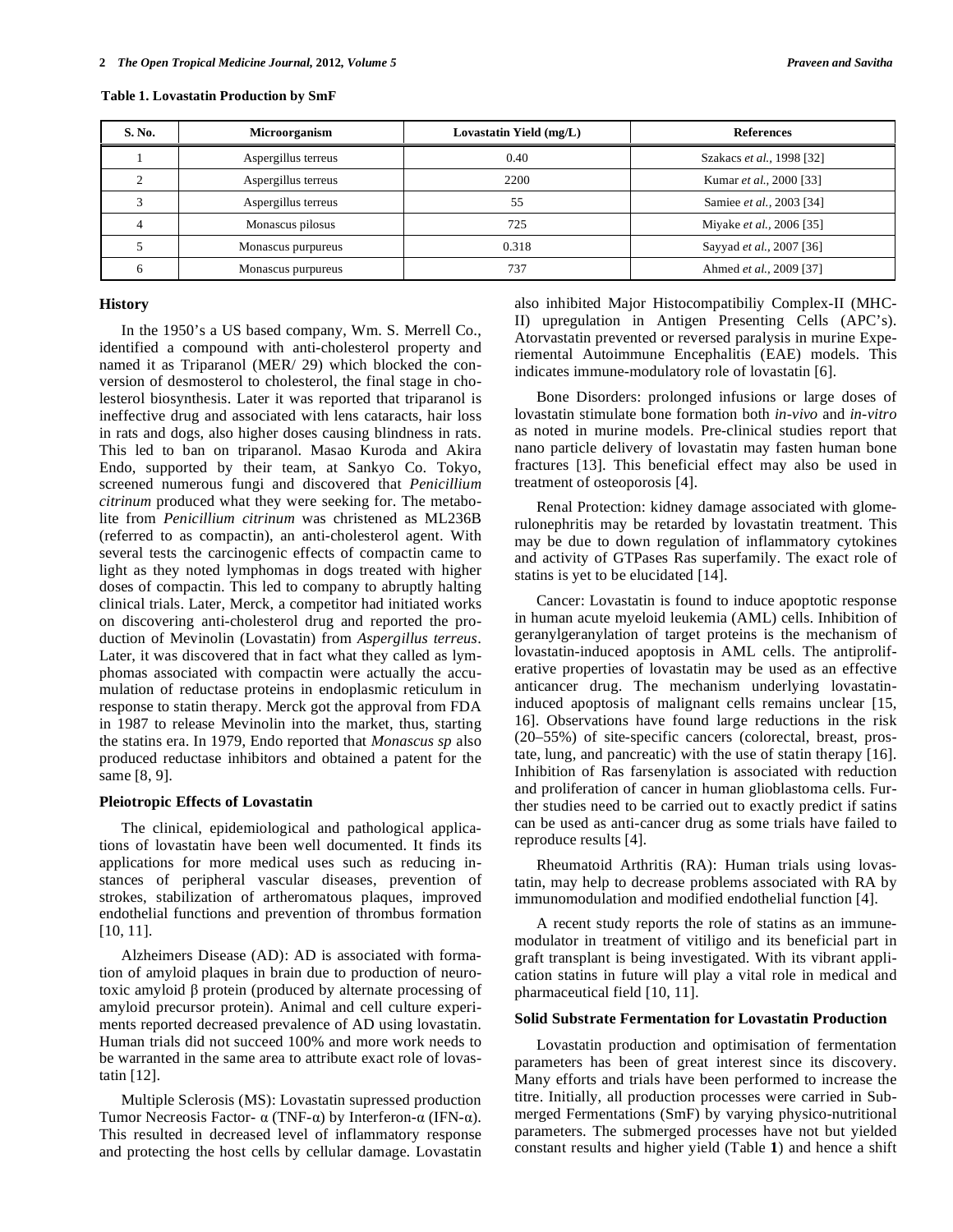**Table 1. Lovastatin Production by SmF**

| S. No. | Microorganism | Lovastatin Yield (mg/L) | References |
|---|---|---|---|
| 1 | Aspergillus terreus | 0.40 | Szakacs *et al.*, 1998 [32] |
| 2 | Aspergillus terreus | 2200 | Kumar *et al.*, 2000 [33] |
| 3 | Aspergillus terreus | 55 | Samiee *et al.*, 2003 [34] |
| 4 | Monascus pilosus | 725 | Miyake *et al.*, 2006 [35] |
| 5 | Monascus purpureus | 0.318 | Sayyad *et al.*, 2007 [36] |
| 6 | Monascus purpureus | 737 | Ahmed *et al.*, 2009 [37] |

## History

In the 1950's a US based company, Wm. S. Merrell Co., identified a compound with anti-cholesterol property and named it as Triparanol (MER/ 29) which blocked the conversion of desmosterol to cholesterol, the final stage in cholesterol biosynthesis. Later it was reported that triparanol is ineffective drug and associated with lens cataracts, hair loss in rats and dogs, also higher doses causing blindness in rats. This led to ban on triparanol. Masao Kuroda and Akira Endo, supported by their team, at Sankyo Co. Tokyo, screened numerous fungi and discovered that *Penicillium citrinum* produced what they were seeking for. The metabolite from *Penicillium citrinum* was christened as ML236B (referred to as compactin), an anti-cholesterol agent. With several tests the carcinogenic effects of compactin came to light as they noted lymphomas in dogs treated with higher doses of compactin. This led to company to abruptly halting clinical trials. Later, Merck, a competitor had initiated works on discovering anti-cholesterol drug and reported the production of Mevinolin (Lovastatin) from *Aspergillus terreus*. Later, it was discovered that in fact what they called as lymphomas associated with compactin were actually the accumulation of reductase proteins in endoplasmic reticulum in response to statin therapy. Merck got the approval from FDA in 1987 to release Mevinolin into the market, thus, starting the statins era. In 1979, Endo reported that *Monascus sp* also produced reductase inhibitors and obtained a patent for the same [8, 9].

## Pleiotropic Effects of Lovastatin

The clinical, epidemiological and pathological applications of lovastatin have been well documented. It finds its applications for more medical uses such as reducing instances of peripheral vascular diseases, prevention of strokes, stabilization of artheromatous plaques, improved endothelial functions and prevention of thrombus formation [10, 11].

Alzheimers Disease (AD): AD is associated with formation of amyloid plaques in brain due to production of neurotoxic amyloid β protein (produced by alternate processing of amyloid precursor protein). Animal and cell culture experiments reported decreased prevalence of AD using lovastatin. Human trials did not succeed 100% and more work needs to be warranted in the same area to attribute exact role of lovastatin [12].

Multiple Sclerosis (MS): Lovastatin supressed production Tumor Necreosis Factor- α (TNF-α) by Interferon-α (IFN-α). This resulted in decreased level of inflammatory response and protecting the host cells by cellular damage. Lovastatin also inhibited Major Histocompatibiliy Complex-II (MHC-II) upregulation in Antigen Presenting Cells (APC's). Atorvastatin prevented or reversed paralysis in murine Experiemental Autoimmune Encephalitis (EAE) models. This indicates immune-modulatory role of lovastatin [6].

Bone Disorders: prolonged infusions or large doses of lovastatin stimulate bone formation both *in-vivo* and *in-vitro* as noted in murine models. Pre-clinical studies report that nano particle delivery of lovastatin may fasten human bone fractures [13]. This beneficial effect may also be used in treatment of osteoporosis [4].

Renal Protection: kidney damage associated with glomerulonephritis may be retarded by lovastatin treatment. This may be due to down regulation of inflammatory cytokines and activity of GTPases Ras superfamily. The exact role of statins is yet to be elucidated [14].

Cancer: Lovastatin is found to induce apoptotic response in human acute myeloid leukemia (AML) cells. Inhibition of geranylgeranylation of target proteins is the mechanism of lovastatin-induced apoptosis in AML cells. The antiproliferative properties of lovastatin may be used as an effective anticancer drug. The mechanism underlying lovastatin-induced apoptosis of malignant cells remains unclear [15, 16]. Observations have found large reductions in the risk (20–55%) of site-specific cancers (colorectal, breast, prostate, lung, and pancreatic) with the use of statin therapy [16]. Inhibition of Ras farsenylation is associated with reduction and proliferation of cancer in human glioblastoma cells. Further studies need to be carried out to exactly predict if satins can be used as anti-cancer drug as some trials have failed to reproduce results [4].

Rheumatoid Arthritis (RA): Human trials using lovastatin, may help to decrease problems associated with RA by immunomodulation and modified endothelial function [4].

A recent study reports the role of statins as an immune-modulator in treatment of vitiligo and its beneficial part in graft transplant is being investigated. With its vibrant application statins in future will play a vital role in medical and pharmaceutical field [10, 11].

## Solid Substrate Fermentation for Lovastatin Production

Lovastatin production and optimisation of fermentation parameters has been of great interest since its discovery. Many efforts and trials have been performed to increase the titre. Initially, all production processes were carried in Submerged Fermentations (SmF) by varying physico-nutritional parameters. The submerged processes have not but yielded constant results and higher yield (Table **1**) and hence a shift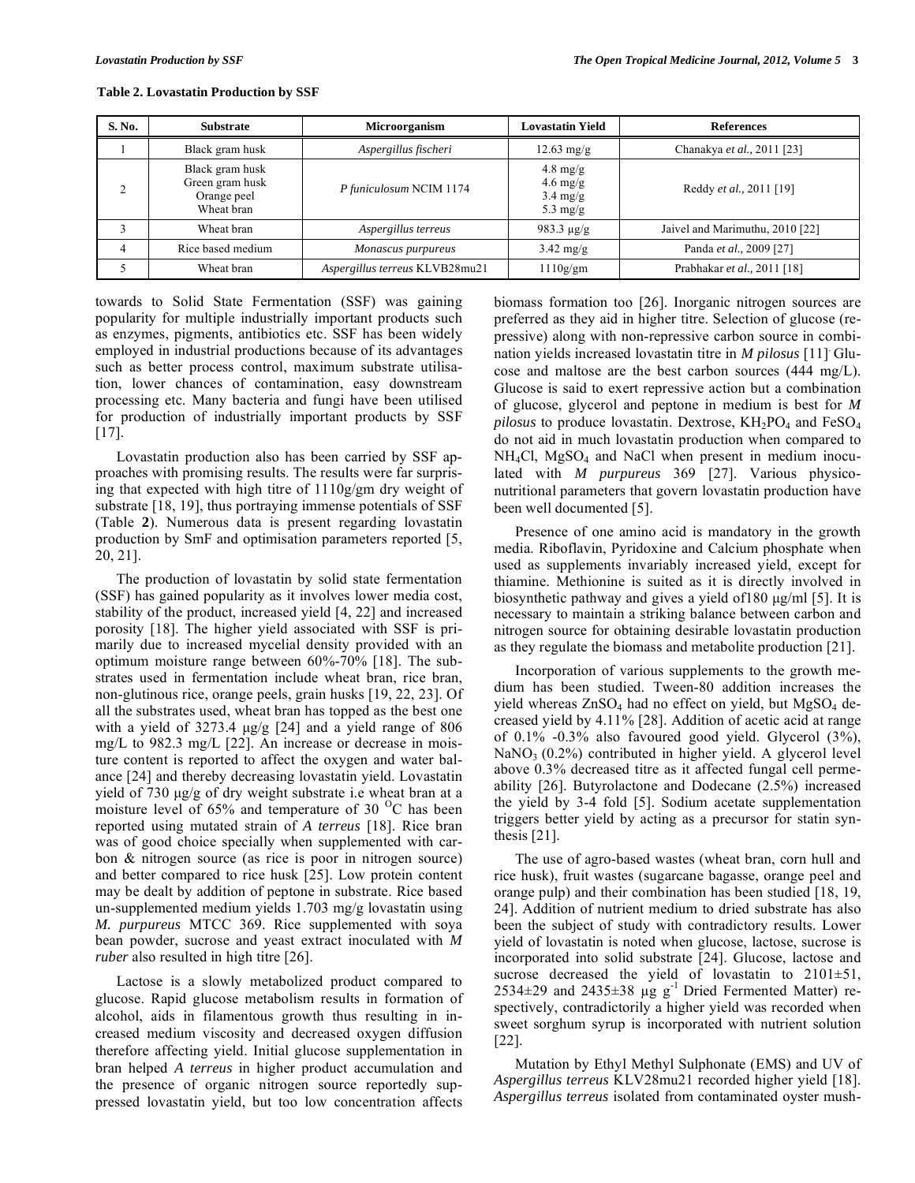**Table 2. Lovastatin Production by SSF**

| S. No. | Substrate | Microorganism | Lovastatin Yield | References |
|---|---|---|---|---|
| 1 | Black gram husk | *Aspergillus fischeri* | 12.63 mg/g | Chanakya *et al.,* 2011 [23] |
| 2 | Black gram husk<br>Green gram husk<br>Orange peel<br>Wheat bran | *P funiculosum* NCIM 1174 | 4.8 mg/g<br>4.6 mg/g<br>3.4 mg/g<br>5.3 mg/g | Reddy *et al.,* 2011 [19] |
| 3 | Wheat bran | *Aspergillus terreus* | 983.3 μg/g | Jaivel and Marimuthu, 2010 [22] |
| 4 | Rice based medium | *Monascus purpureus* | 3.42 mg/g | Panda *et al.,* 2009 [27] |
| 5 | Wheat bran | *Aspergillus terreus* KLVB28mu21 | 1110g/gm | Prabhakar *et al.,* 2011 [18] |

towards to Solid State Fermentation (SSF) was gaining popularity for multiple industrially important products such as enzymes, pigments, antibiotics etc. SSF has been widely employed in industrial productions because of its advantages such as better process control, maximum substrate utilisation, lower chances of contamination, easy downstream processing etc. Many bacteria and fungi have been utilised for production of industrially important products by SSF [17].

Lovastatin production also has been carried by SSF approaches with promising results. The results were far surprising that expected with high titre of 1110g/gm dry weight of substrate [18, 19], thus portraying immense potentials of SSF (Table **2**). Numerous data is present regarding lovastatin production by SmF and optimisation parameters reported [5, 20, 21].

The production of lovastatin by solid state fermentation (SSF) has gained popularity as it involves lower media cost, stability of the product, increased yield [4, 22] and increased porosity [18]. The higher yield associated with SSF is primarily due to increased mycelial density provided with an optimum moisture range between 60%-70% [18]. The substrates used in fermentation include wheat bran, rice bran, non-glutinous rice, orange peels, grain husks [19, 22, 23]. Of all the substrates used, wheat bran has topped as the best one with a yield of 3273.4 μg/g [24] and a yield range of 806 mg/L to 982.3 mg/L [22]. An increase or decrease in moisture content is reported to affect the oxygen and water balance [24] and thereby decreasing lovastatin yield. Lovastatin yield of 730 μg/g of dry weight substrate i.e wheat bran at a moisture level of 65% and temperature of 30 $^{O}$C has been reported using mutated strain of *A terreus* [18]. Rice bran was of good choice specially when supplemented with carbon & nitrogen source (as rice is poor in nitrogen source) and better compared to rice husk [25]. Low protein content may be dealt by addition of peptone in substrate. Rice based un-supplemented medium yields 1.703 mg/g lovastatin using *M. purpureus* MTCC 369. Rice supplemented with soya bean powder, sucrose and yeast extract inoculated with *M ruber* also resulted in high titre [26].

Lactose is a slowly metabolized product compared to glucose. Rapid glucose metabolism results in formation of alcohol, aids in filamentous growth thus resulting in increased medium viscosity and decreased oxygen diffusion therefore affecting yield. Initial glucose supplementation in bran helped *A terreus* in higher product accumulation and the presence of organic nitrogen source reportedly suppressed lovastatin yield, but too low concentration affects biomass formation too [26]. Inorganic nitrogen sources are preferred as they aid in higher titre. Selection of glucose (repressive) along with non-repressive carbon source in combination yields increased lovastatin titre in *M pilosus* [11]. Glucose and maltose are the best carbon sources (444 mg/L). Glucose is said to exert repressive action but a combination of glucose, glycerol and peptone in medium is best for *M pilosus* to produce lovastatin. Dextrose, $KH_2PO_4$ and $FeSO_4$ do not aid in much lovastatin production when compared to $NH_4Cl$, $MgSO_4$ and NaCl when present in medium inoculated with *M purpureus* 369 [27]. Various physico-nutritional parameters that govern lovastatin production have been well documented [5].

Presence of one amino acid is mandatory in the growth media. Riboflavin, Pyridoxine and Calcium phosphate when used as supplements invariably increased yield, except for thiamine. Methionine is suited as it is directly involved in biosynthetic pathway and gives a yield of180 μg/ml [5]. It is necessary to maintain a striking balance between carbon and nitrogen source for obtaining desirable lovastatin production as they regulate the biomass and metabolite production [21].

Incorporation of various supplements to the growth medium has been studied. Tween-80 addition increases the yield whereas $ZnSO_4$ had no effect on yield, but $MgSO_4$ decreased yield by 4.11% [28]. Addition of acetic acid at range of 0.1% -0.3% also favoured good yield. Glycerol (3%), $NaNO_3$ (0.2%) contributed in higher yield. A glycerol level above 0.3% decreased titre as it affected fungal cell permeability [26]. Butyrolactone and Dodecane (2.5%) increased the yield by 3-4 fold [5]. Sodium acetate supplementation triggers better yield by acting as a precursor for statin synthesis [21].

The use of agro-based wastes (wheat bran, corn hull and rice husk), fruit wastes (sugarcane bagasse, orange peel and orange pulp) and their combination has been studied [18, 19, 24]. Addition of nutrient medium to dried substrate has also been the subject of study with contradictory results. Lower yield of lovastatin is noted when glucose, lactose, sucrose is incorporated into solid substrate [24]. Glucose, lactose and sucrose decreased the yield of lovastatin to 2101±51, 2534±29 and 2435±38 μg $g^{-1}$ Dried Fermented Matter) respectively, contradictorily a higher yield was recorded when sweet sorghum syrup is incorporated with nutrient solution [22].

Mutation by Ethyl Methyl Sulphonate (EMS) and UV of *Aspergillus terreus* KLV28mu21 recorded higher yield [18]. *Aspergillus terreus* isolated from contaminated oyster mush-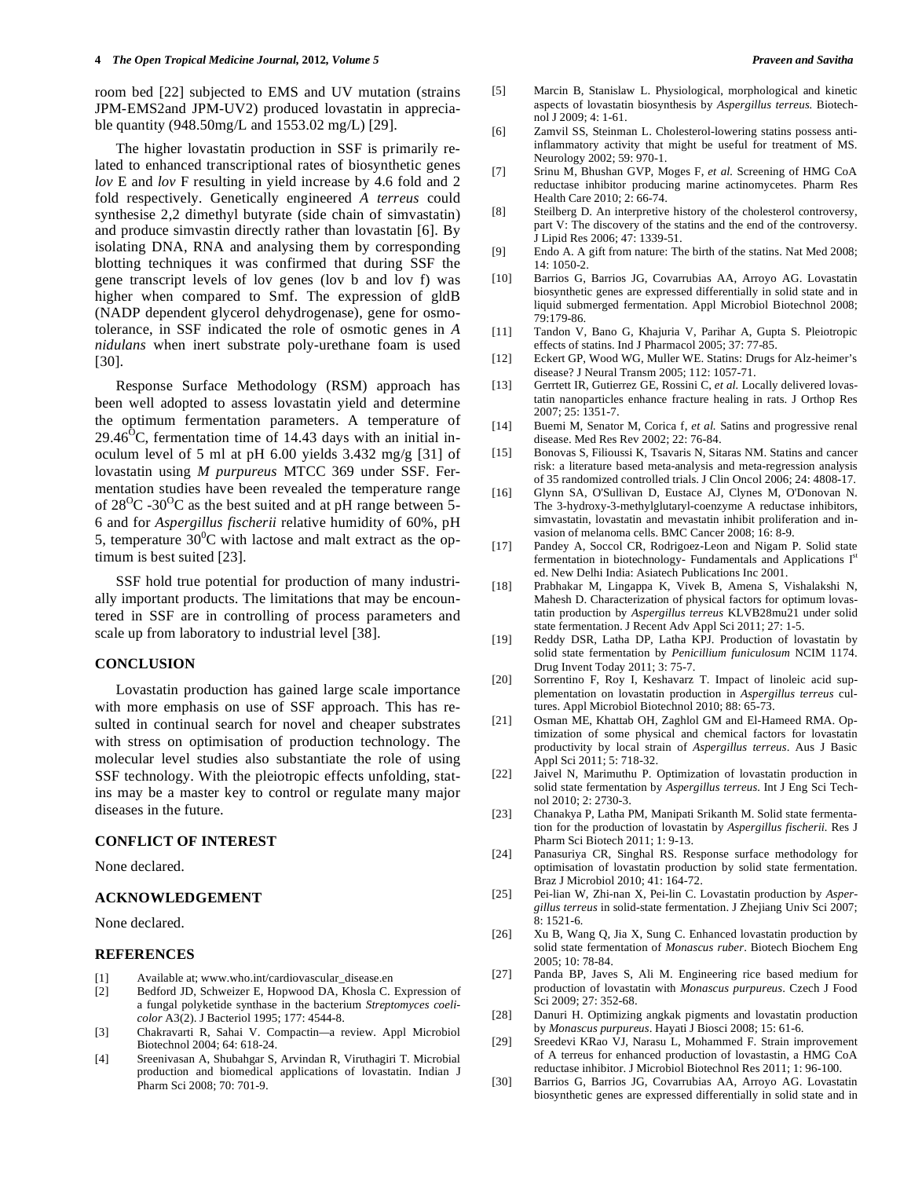room bed [22] subjected to EMS and UV mutation (strains JPM-EMS2and JPM-UV2) produced lovastatin in appreciable quantity (948.50mg/L and 1553.02 mg/L) [29].

The higher lovastatin production in SSF is primarily related to enhanced transcriptional rates of biosynthetic genes *lov* E and *lov* F resulting in yield increase by 4.6 fold and 2 fold respectively. Genetically engineered *A terreus* could synthesise 2,2 dimethyl butyrate (side chain of simvastatin) and produce simvastin directly rather than lovastatin [6]. By isolating DNA, RNA and analysing them by corresponding blotting techniques it was confirmed that during SSF the gene transcript levels of lov genes (lov b and lov f) was higher when compared to Smf. The expression of gldB (NADP dependent glycerol dehydrogenase), gene for osmotolerance, in SSF indicated the role of osmotic genes in *A nidulans* when inert substrate poly-urethane foam is used [30].

Response Surface Methodology (RSM) approach has been well adopted to assess lovastatin yield and determine the optimum fermentation parameters. A temperature of 29.46$^{O}$C, fermentation time of 14.43 days with an initial inoculum level of 5 ml at pH 6.00 yields 3.432 mg/g [31] of lovastatin using *M purpureus* MTCC 369 under SSF. Fermentation studies have been revealed the temperature range of 28$^{O}$C -30$^{O}$C as the best suited and at pH range between 5-6 and for *Aspergillus fischerii* relative humidity of 60%, pH 5, temperature 30$^{0}$C with lactose and malt extract as the optimum is best suited [23].

SSF hold true potential for production of many industrially important products. The limitations that may be encountered in SSF are in controlling of process parameters and scale up from laboratory to industrial level [38].

## CONCLUSION

Lovastatin production has gained large scale importance with more emphasis on use of SSF approach. This has resulted in continual search for novel and cheaper substrates with stress on optimisation of production technology. The molecular level studies also substantiate the role of using SSF technology. With the pleiotropic effects unfolding, statins may be a master key to control or regulate many major diseases in the future.

## CONFLICT OF INTEREST

None declared.

## ACKNOWLEDGEMENT

None declared.

## REFERENCES

[1] Available at; www.who.int/cardiovascular_disease.en

[2] Bedford JD, Schweizer E, Hopwood DA, Khosla C. Expression of a fungal polyketide synthase in the bacterium *Streptomyces coelicolor* A3(2). J Bacteriol 1995; 177: 4544-8.

[3] Chakravarti R, Sahai V. Compactin—a review. Appl Microbiol Biotechnol 2004; 64: 618-24.

[4] Sreenivasan A, Shubahgar S, Arvindan R, Viruthagiri T. Microbial production and biomedical applications of lovastatin. Indian J Pharm Sci 2008; 70: 701-9.

[5] Marcin B, Stanislaw L. Physiological, morphological and kinetic aspects of lovastatin biosynthesis by *Aspergillus terreus.* Biotechnol J 2009; 4: 1-61.

[6] Zamvil SS, Steinman L. Cholesterol-lowering statins possess anti-inflammatory activity that might be useful for treatment of MS. Neurology 2002; 59: 970-1.

[7] Srinu M, Bhushan GVP, Moges F, *et al.* Screening of HMG CoA reductase inhibitor producing marine actinomycetes. Pharm Res Health Care 2010; 2: 66-74.

[8] Steilberg D. An interpretive history of the cholesterol controversy, part V: The discovery of the statins and the end of the controversy. J Lipid Res 2006; 47: 1339-51.

[9] Endo A. A gift from nature: The birth of the statins. Nat Med 2008; 14: 1050-2.

[10] Barrios G, Barrios JG, Covarrubias AA, Arroyo AG. Lovastatin biosynthetic genes are expressed differentially in solid state and in liquid submerged fermentation. Appl Microbiol Biotechnol 2008; 79:179-86.

[11] Tandon V, Bano G, Khajuria V, Parihar A, Gupta S. Pleiotropic effects of statins. Ind J Pharmacol 2005; 37: 77-85.

[12] Eckert GP, Wood WG, Muller WE. Statins: Drugs for Alz-heimer's disease? J Neural Transm 2005; 112: 1057-71.

[13] Gerrtett IR, Gutierrez GE, Rossini C, *et al.* Locally delivered lovastatin nanoparticles enhance fracture healing in rats. J Orthop Res 2007; 25: 1351-7.

[14] Buemi M, Senator M, Corica f, *et al.* Satins and progressive renal disease. Med Res Rev 2002; 22: 76-84.

[15] Bonovas S, Filioussi K, Tsavaris N, Sitaras NM. Statins and cancer risk: a literature based meta-analysis and meta-regression analysis of 35 randomized controlled trials. J Clin Oncol 2006; 24: 4808-17.

[16] Glynn SA, O'Sullivan D, Eustace AJ, Clynes M, O'Donovan N. The 3-hydroxy-3-methylglutaryl-coenzyme A reductase inhibitors, simvastatin, lovastatin and mevastatin inhibit proliferation and invasion of melanoma cells. BMC Cancer 2008; 16: 8-9.

[17] Pandey A, Soccol CR, Rodrigoez-Leon and Nigam P. Solid state fermentation in biotechnology- Fundamentals and Applications I$^{st}$ ed. New Delhi India: Asiatech Publications Inc 2001.

[18] Prabhakar M, Lingappa K, Vivek B, Amena S, Vishalakshi N, Mahesh D. Characterization of physical factors for optimum lovastatin production by *Aspergillus terreus* KLVB28mu21 under solid state fermentation. J Recent Adv Appl Sci 2011; 27: 1-5.

[19] Reddy DSR, Latha DP, Latha KPJ. Production of lovastatin by solid state fermentation by *Penicillium funiculosum* NCIM 1174. Drug Invent Today 2011; 3: 75-7.

[20] Sorrentino F, Roy I, Keshavarz T. Impact of linoleic acid supplementation on lovastatin production in *Aspergillus terreus* cultures. Appl Microbiol Biotechnol 2010; 88: 65-73.

[21] Osman ME, Khattab OH, Zaghlol GM and El-Hameed RMA. Optimization of some physical and chemical factors for lovastatin productivity by local strain of *Aspergillus terreus*. Aus J Basic Appl Sci 2011; 5: 718-32.

[22] Jaivel N, Marimuthu P. Optimization of lovastatin production in solid state fermentation by *Aspergillus terreus.* Int J Eng Sci Technol 2010; 2: 2730-3.

[23] Chanakya P, Latha PM, Manipati Srikanth M. Solid state fermentation for the production of lovastatin by *Aspergillus fischerii.* Res J Pharm Sci Biotech 2011; 1: 9-13.

[24] Panasuriya CR, Singhal RS. Response surface methodology for optimisation of lovastatin production by solid state fermentation. Braz J Microbiol 2010; 41: 164-72.

[25] Pei-lian W, Zhi-nan X, Pei-lin C. Lovastatin production by *Aspergillus terreus* in solid-state fermentation. J Zhejiang Univ Sci 2007; 8: 1521-6.

[26] Xu B, Wang Q, Jia X, Sung C. Enhanced lovastatin production by solid state fermentation of *Monascus ruber*. Biotech Biochem Eng 2005; 10: 78-84.

[27] Panda BP, Javes S, Ali M. Engineering rice based medium for production of lovastatin with *Monascus purpureus*. Czech J Food Sci 2009; 27: 352-68.

[28] Danuri H. Optimizing angkak pigments and lovastatin production by *Monascus purpureus*. Hayati J Biosci 2008; 15: 61-6.

[29] Sreedevi KRao VJ, Narasu L, Mohammed F. Strain improvement of A terreus for enhanced production of lovastastin, a HMG CoA reductase inhibitor. J Microbiol Biotechnol Res 2011; 1: 96-100.

[30] Barrios G, Barrios JG, Covarrubias AA, Arroyo AG. Lovastatin biosynthetic genes are expressed differentially in solid state and in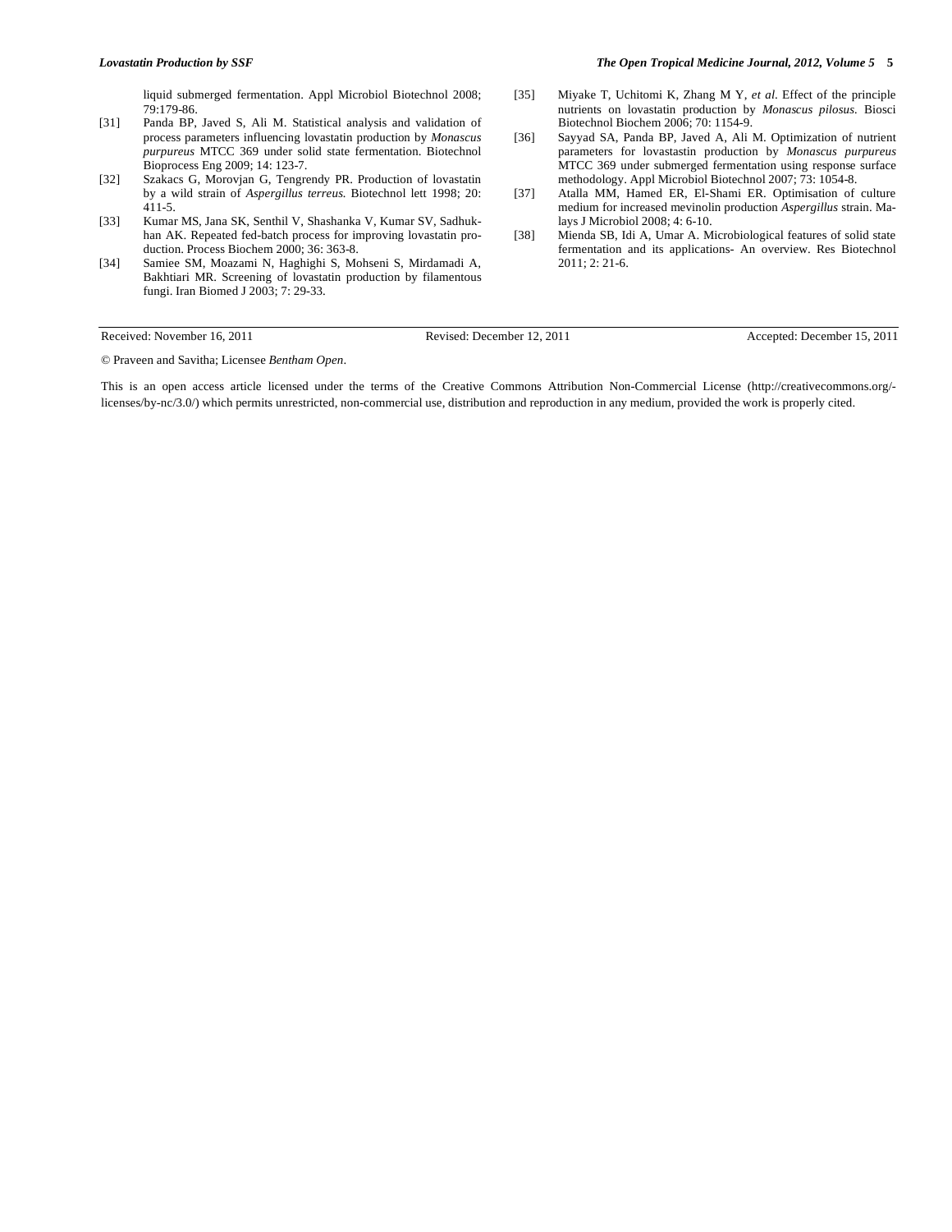liquid submerged fermentation. Appl Microbiol Biotechnol 2008; 79:179-86.

[31] Panda BP, Javed S, Ali M. Statistical analysis and validation of process parameters influencing lovastatin production by *Monascus purpureus* MTCC 369 under solid state fermentation. Biotechnol Bioprocess Eng 2009; 14: 123-7.

[32] Szakacs G, Morovjan G, Tengrendy PR. Production of lovastatin by a wild strain of *Aspergillus terreus.* Biotechnol lett 1998; 20: 411-5.

[33] Kumar MS, Jana SK, Senthil V, Shashanka V, Kumar SV, Sadhukhan AK. Repeated fed-batch process for improving lovastatin production. Process Biochem 2000; 36: 363-8.

[34] Samiee SM, Moazami N, Haghighi S, Mohseni S, Mirdamadi A, Bakhtiari MR. Screening of lovastatin production by filamentous fungi. Iran Biomed J 2003; 7: 29-33.

[35] Miyake T, Uchitomi K, Zhang M Y, *et al.* Effect of the principle nutrients on lovastatin production by *Monascus pilosus.* Biosci Biotechnol Biochem 2006; 70: 1154-9.

[36] Sayyad SA, Panda BP, Javed A, Ali M. Optimization of nutrient parameters for lovastastin production by *Monascus purpureus* MTCC 369 under submerged fermentation using response surface methodology. Appl Microbiol Biotechnol 2007; 73: 1054-8.

[37] Atalla MM, Hamed ER, El-Shami ER. Optimisation of culture medium for increased mevinolin production *Aspergillus* strain. Malays J Microbiol 2008; 4: 6-10.

[38] Mienda SB, Idi A, Umar A. Microbiological features of solid state fermentation and its applications- An overview. Res Biotechnol 2011; 2: 21-6.

Received: November 16, 2011 Revised: December 12, 2011 Accepted: December 15, 2011

© Praveen and Savitha; Licensee *Bentham Open*.

This is an open access article licensed under the terms of the Creative Commons Attribution Non-Commercial License (http://creativecommons.org/-licenses/by-nc/3.0/) which permits unrestricted, non-commercial use, distribution and reproduction in any medium, provided the work is properly cited.